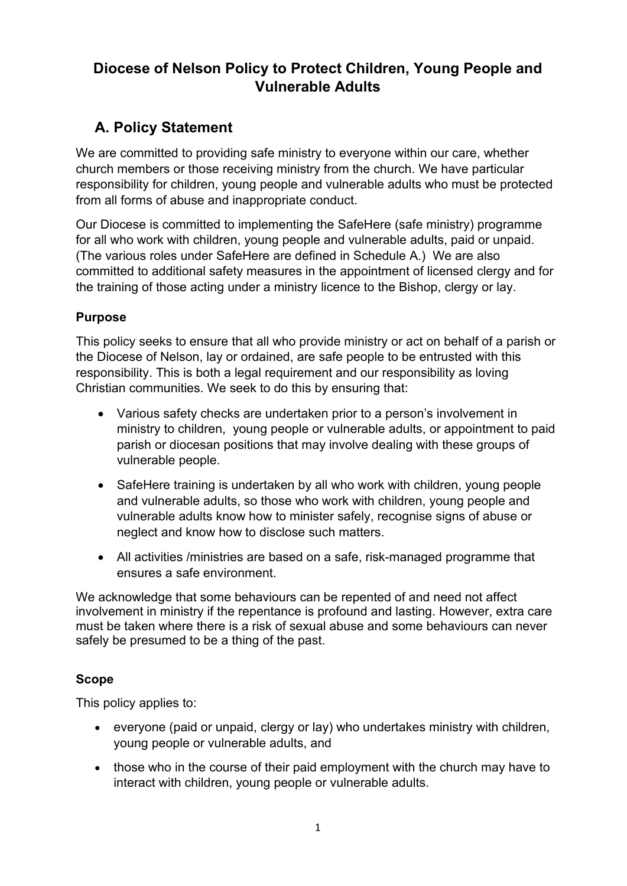# Diocese of Nelson Policy to Protect Children, Young People and Vulnerable Adults

## A. Policy Statement

We are committed to providing safe ministry to everyone within our care, whether church members or those receiving ministry from the church. We have particular responsibility for children, young people and vulnerable adults who must be protected from all forms of abuse and inappropriate conduct.

Our Diocese is committed to implementing the SafeHere (safe ministry) programme for all who work with children, young people and vulnerable adults, paid or unpaid. (The various roles under SafeHere are defined in Schedule A.) We are also committed to additional safety measures in the appointment of licensed clergy and for the training of those acting under a ministry licence to the Bishop, clergy or lay.

### Purpose

This policy seeks to ensure that all who provide ministry or act on behalf of a parish or the Diocese of Nelson, lay or ordained, are safe people to be entrusted with this responsibility. This is both a legal requirement and our responsibility as loving Christian communities. We seek to do this by ensuring that:

- Various safety checks are undertaken prior to a person's involvement in ministry to children, young people or vulnerable adults, or appointment to paid parish or diocesan positions that may involve dealing with these groups of vulnerable people.
- SafeHere training is undertaken by all who work with children, young people and vulnerable adults, so those who work with children, young people and vulnerable adults know how to minister safely, recognise signs of abuse or neglect and know how to disclose such matters.
- All activities /ministries are based on a safe, risk-managed programme that ensures a safe environment.

We acknowledge that some behaviours can be repented of and need not affect involvement in ministry if the repentance is profound and lasting. However, extra care must be taken where there is a risk of sexual abuse and some behaviours can never safely be presumed to be a thing of the past.

### Scope

This policy applies to:

- everyone (paid or unpaid, clergy or lay) who undertakes ministry with children, young people or vulnerable adults, and
- those who in the course of their paid employment with the church may have to interact with children, young people or vulnerable adults.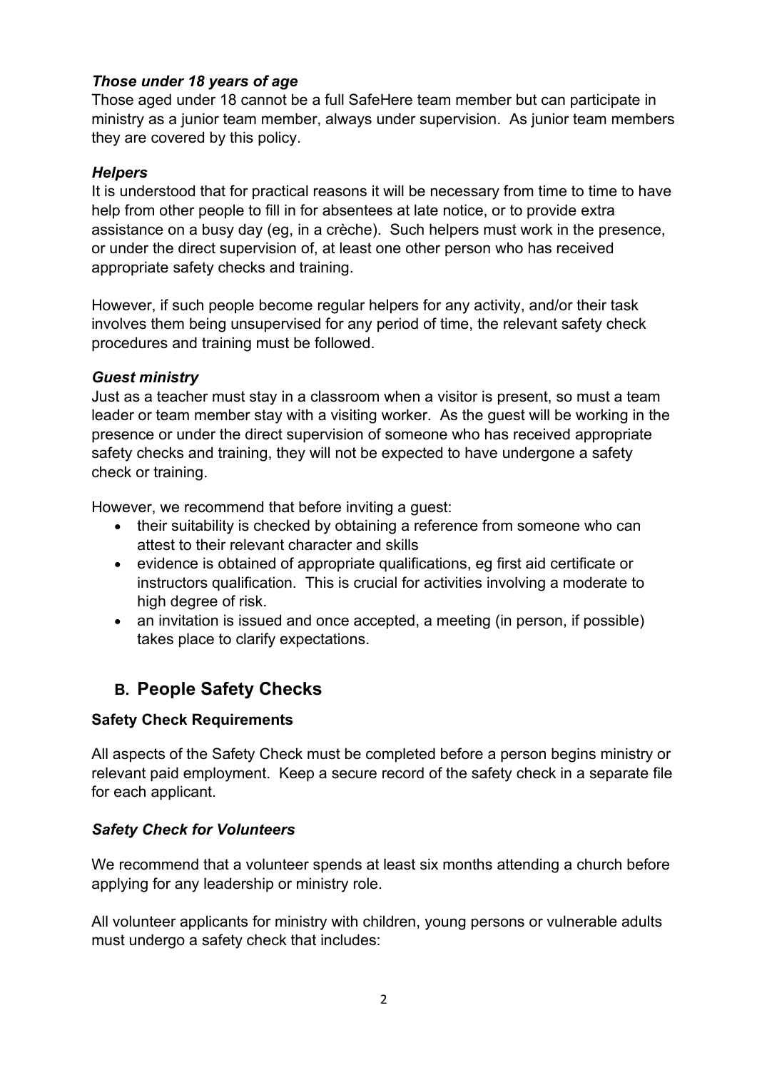### *Those under 18 years of age*

Those aged under 18 cannot be a full SafeHere team member but can participate in ministry as a junior team member, always under supervision. As junior team members they are covered by this policy.

### *Helpers*

It is understood that for practical reasons it will be necessary from time to time to have help from other people to fill in for absentees at late notice, or to provide extra assistance on a busy day (eg, in a crèche). Such helpers must work in the presence, or under the direct supervision of, at least one other person who has received appropriate safety checks and training.

However, if such people become regular helpers for any activity, and/or their task involves them being unsupervised for any period of time, the relevant safety check procedures and training must be followed.

### *Guest ministry*

Just as a teacher must stay in a classroom when a visitor is present, so must a team leader or team member stay with a visiting worker. As the guest will be working in the presence or under the direct supervision of someone who has received appropriate safety checks and training, they will not be expected to have undergone a safety check or training.

However, we recommend that before inviting a guest:

- their suitability is checked by obtaining a reference from someone who can attest to their relevant character and skills
- evidence is obtained of appropriate qualifications, eg first aid certificate or instructors qualification. This is crucial for activities involving a moderate to high degree of risk.
- an invitation is issued and once accepted, a meeting (in person, if possible) takes place to clarify expectations.

## B. People Safety Checks

### Safety Check Requirements

All aspects of the Safety Check must be completed before a person begins ministry or relevant paid employment. Keep a secure record of the safety check in a separate file for each applicant.

### *Safety Check for Volunteers*

We recommend that a volunteer spends at least six months attending a church before applying for any leadership or ministry role.

All volunteer applicants for ministry with children, young persons or vulnerable adults must undergo a safety check that includes: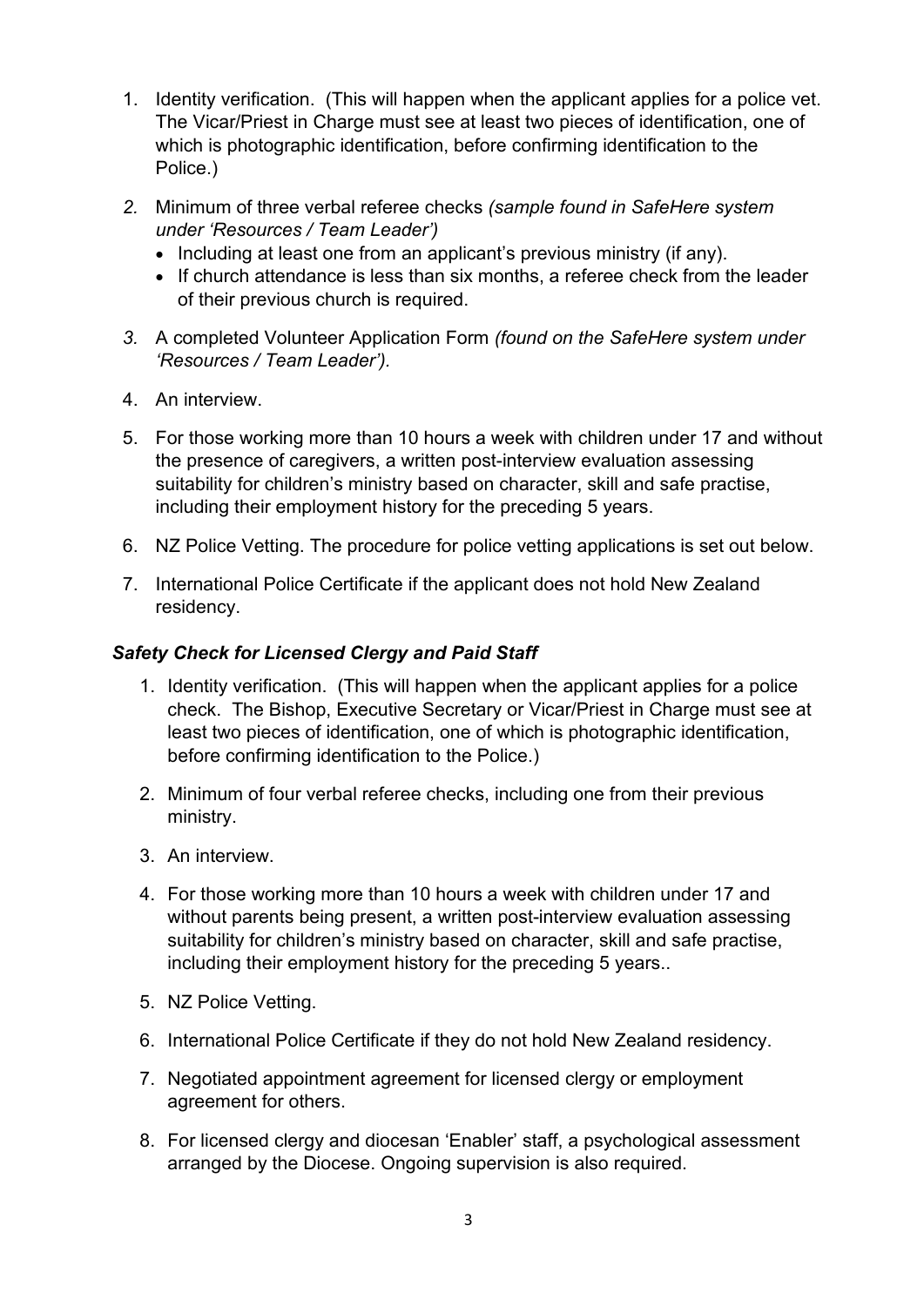1. Identity verification. (This will happen when the applicant applies for a police vet. The Vicar/Priest in Charge must see at least two pieces of identification, one of which is photographic identification, before confirming identification to the Police.)
2. Minimum of three verbal referee checks *(sample found in SafeHere system under 'Resources / Team Leader')*
   - Including at least one from an applicant's previous ministry (if any).
   - If church attendance is less than six months, a referee check from the leader of their previous church is required.
3. A completed Volunteer Application Form *(found on the SafeHere system under 'Resources / Team Leader').*
4. An interview.
5. For those working more than 10 hours a week with children under 17 and without the presence of caregivers, a written post-interview evaluation assessing suitability for children's ministry based on character, skill and safe practise, including their employment history for the preceding 5 years.
6. NZ Police Vetting. The procedure for police vetting applications is set out below.
7. International Police Certificate if the applicant does not hold New Zealand residency.

### *Safety Check for Licensed Clergy and Paid Staff*

1. Identity verification. (This will happen when the applicant applies for a police check. The Bishop, Executive Secretary or Vicar/Priest in Charge must see at least two pieces of identification, one of which is photographic identification, before confirming identification to the Police.)
2. Minimum of four verbal referee checks, including one from their previous ministry.
3. An interview.
4. For those working more than 10 hours a week with children under 17 and without parents being present, a written post-interview evaluation assessing suitability for children's ministry based on character, skill and safe practise, including their employment history for the preceding 5 years..
5. NZ Police Vetting.
6. International Police Certificate if they do not hold New Zealand residency.
7. Negotiated appointment agreement for licensed clergy or employment agreement for others.
8. For licensed clergy and diocesan 'Enabler' staff, a psychological assessment arranged by the Diocese. Ongoing supervision is also required.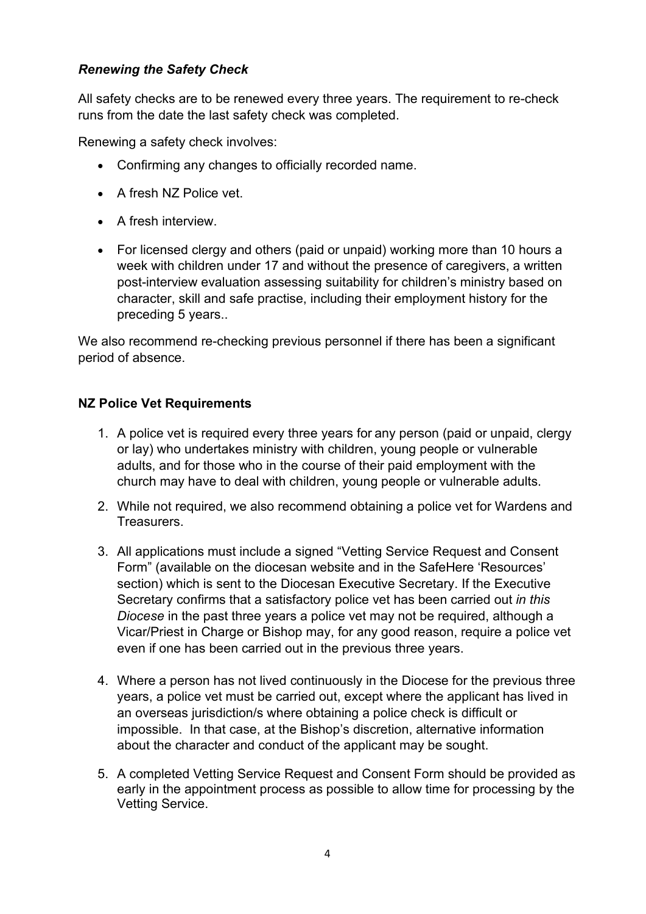### *Renewing the Safety Check*

All safety checks are to be renewed every three years. The requirement to re-check runs from the date the last safety check was completed.

Renewing a safety check involves:

- Confirming any changes to officially recorded name.
- A fresh NZ Police vet.
- A fresh interview.
- For licensed clergy and others (paid or unpaid) working more than 10 hours a week with children under 17 and without the presence of caregivers, a written post-interview evaluation assessing suitability for children's ministry based on character, skill and safe practise, including their employment history for the preceding 5 years..

We also recommend re-checking previous personnel if there has been a significant period of absence.

### **NZ Police Vet Requirements**

1. A police vet is required every three years for any person (paid or unpaid, clergy or lay) who undertakes ministry with children, young people or vulnerable adults, and for those who in the course of their paid employment with the church may have to deal with children, young people or vulnerable adults.
2. While not required, we also recommend obtaining a police vet for Wardens and Treasurers.
3. All applications must include a signed "Vetting Service Request and Consent Form" (available on the diocesan website and in the SafeHere 'Resources' section) which is sent to the Diocesan Executive Secretary. If the Executive Secretary confirms that a satisfactory police vet has been carried out *in this Diocese* in the past three years a police vet may not be required, although a Vicar/Priest in Charge or Bishop may, for any good reason, require a police vet even if one has been carried out in the previous three years.
4. Where a person has not lived continuously in the Diocese for the previous three years, a police vet must be carried out, except where the applicant has lived in an overseas jurisdiction/s where obtaining a police check is difficult or impossible. In that case, at the Bishop's discretion, alternative information about the character and conduct of the applicant may be sought.
5. A completed Vetting Service Request and Consent Form should be provided as early in the appointment process as possible to allow time for processing by the Vetting Service.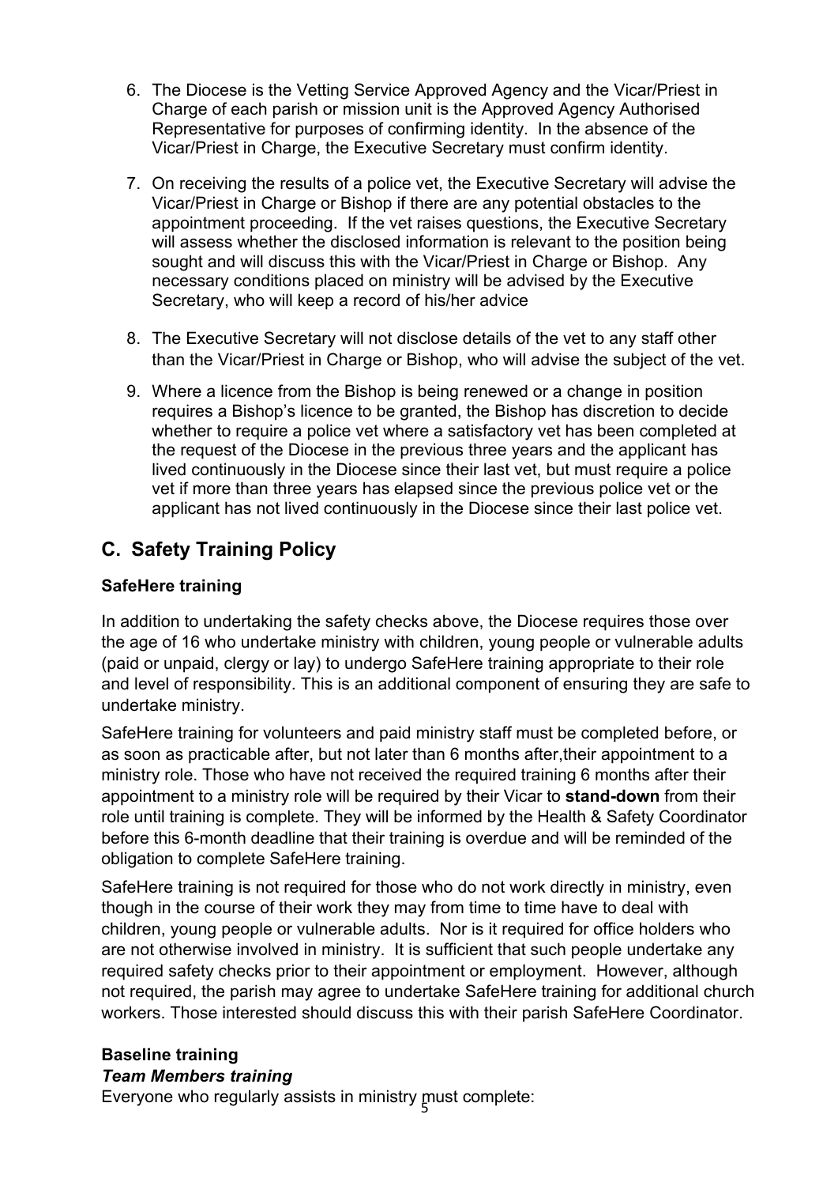6. The Diocese is the Vetting Service Approved Agency and the Vicar/Priest in Charge of each parish or mission unit is the Approved Agency Authorised Representative for purposes of confirming identity. In the absence of the Vicar/Priest in Charge, the Executive Secretary must confirm identity.

7. On receiving the results of a police vet, the Executive Secretary will advise the Vicar/Priest in Charge or Bishop if there are any potential obstacles to the appointment proceeding. If the vet raises questions, the Executive Secretary will assess whether the disclosed information is relevant to the position being sought and will discuss this with the Vicar/Priest in Charge or Bishop. Any necessary conditions placed on ministry will be advised by the Executive Secretary, who will keep a record of his/her advice

8. The Executive Secretary will not disclose details of the vet to any staff other than the Vicar/Priest in Charge or Bishop, who will advise the subject of the vet.

9. Where a licence from the Bishop is being renewed or a change in position requires a Bishop's licence to be granted, the Bishop has discretion to decide whether to require a police vet where a satisfactory vet has been completed at the request of the Diocese in the previous three years and the applicant has lived continuously in the Diocese since their last vet, but must require a police vet if more than three years has elapsed since the previous police vet or the applicant has not lived continuously in the Diocese since their last police vet.

## C. Safety Training Policy

### SafeHere training

In addition to undertaking the safety checks above, the Diocese requires those over the age of 16 who undertake ministry with children, young people or vulnerable adults (paid or unpaid, clergy or lay) to undergo SafeHere training appropriate to their role and level of responsibility. This is an additional component of ensuring they are safe to undertake ministry.

SafeHere training for volunteers and paid ministry staff must be completed before, or as soon as practicable after, but not later than 6 months after,their appointment to a ministry role. Those who have not received the required training 6 months after their appointment to a ministry role will be required by their Vicar to **stand-down** from their role until training is complete. They will be informed by the Health & Safety Coordinator before this 6-month deadline that their training is overdue and will be reminded of the obligation to complete SafeHere training.

SafeHere training is not required for those who do not work directly in ministry, even though in the course of their work they may from time to time have to deal with children, young people or vulnerable adults. Nor is it required for office holders who are not otherwise involved in ministry. It is sufficient that such people undertake any required safety checks prior to their appointment or employment. However, although not required, the parish may agree to undertake SafeHere training for additional church workers. Those interested should discuss this with their parish SafeHere Coordinator.

### Baseline training

#### *Team Members training*

Everyone who regularly assists in ministry must complete: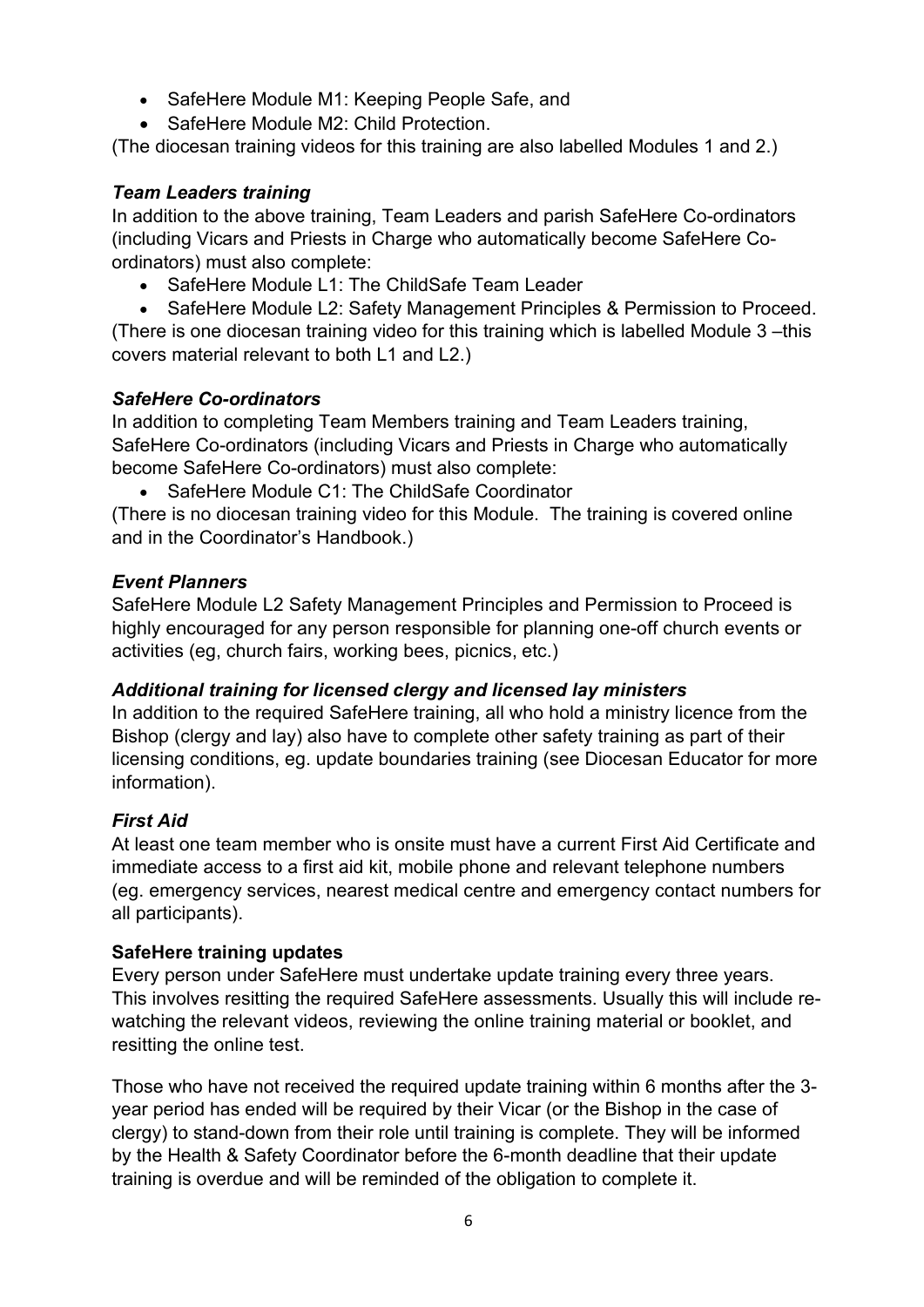- SafeHere Module M1: Keeping People Safe, and
- SafeHere Module M2: Child Protection.

(The diocesan training videos for this training are also labelled Modules 1 and 2.)

### *Team Leaders training*

In addition to the above training, Team Leaders and parish SafeHere Co-ordinators (including Vicars and Priests in Charge who automatically become SafeHere Co-ordinators) must also complete:

- SafeHere Module L1: The ChildSafe Team Leader
- SafeHere Module L2: Safety Management Principles & Permission to Proceed.

(There is one diocesan training video for this training which is labelled Module 3 –this covers material relevant to both L1 and L2.)

### *SafeHere Co-ordinators*

In addition to completing Team Members training and Team Leaders training, SafeHere Co-ordinators (including Vicars and Priests in Charge who automatically become SafeHere Co-ordinators) must also complete:

- SafeHere Module C1: The ChildSafe Coordinator

(There is no diocesan training video for this Module. The training is covered online and in the Coordinator's Handbook.)

### *Event Planners*

SafeHere Module L2 Safety Management Principles and Permission to Proceed is highly encouraged for any person responsible for planning one-off church events or activities (eg, church fairs, working bees, picnics, etc.)

### *Additional training for licensed clergy and licensed lay ministers*

In addition to the required SafeHere training, all who hold a ministry licence from the Bishop (clergy and lay) also have to complete other safety training as part of their licensing conditions, eg. update boundaries training (see Diocesan Educator for more information).

### *First Aid*

At least one team member who is onsite must have a current First Aid Certificate and immediate access to a first aid kit, mobile phone and relevant telephone numbers (eg. emergency services, nearest medical centre and emergency contact numbers for all participants).

### **SafeHere training updates**

Every person under SafeHere must undertake update training every three years. This involves resitting the required SafeHere assessments. Usually this will include re-watching the relevant videos, reviewing the online training material or booklet, and resitting the online test.

Those who have not received the required update training within 6 months after the 3-year period has ended will be required by their Vicar (or the Bishop in the case of clergy) to stand-down from their role until training is complete. They will be informed by the Health & Safety Coordinator before the 6-month deadline that their update training is overdue and will be reminded of the obligation to complete it.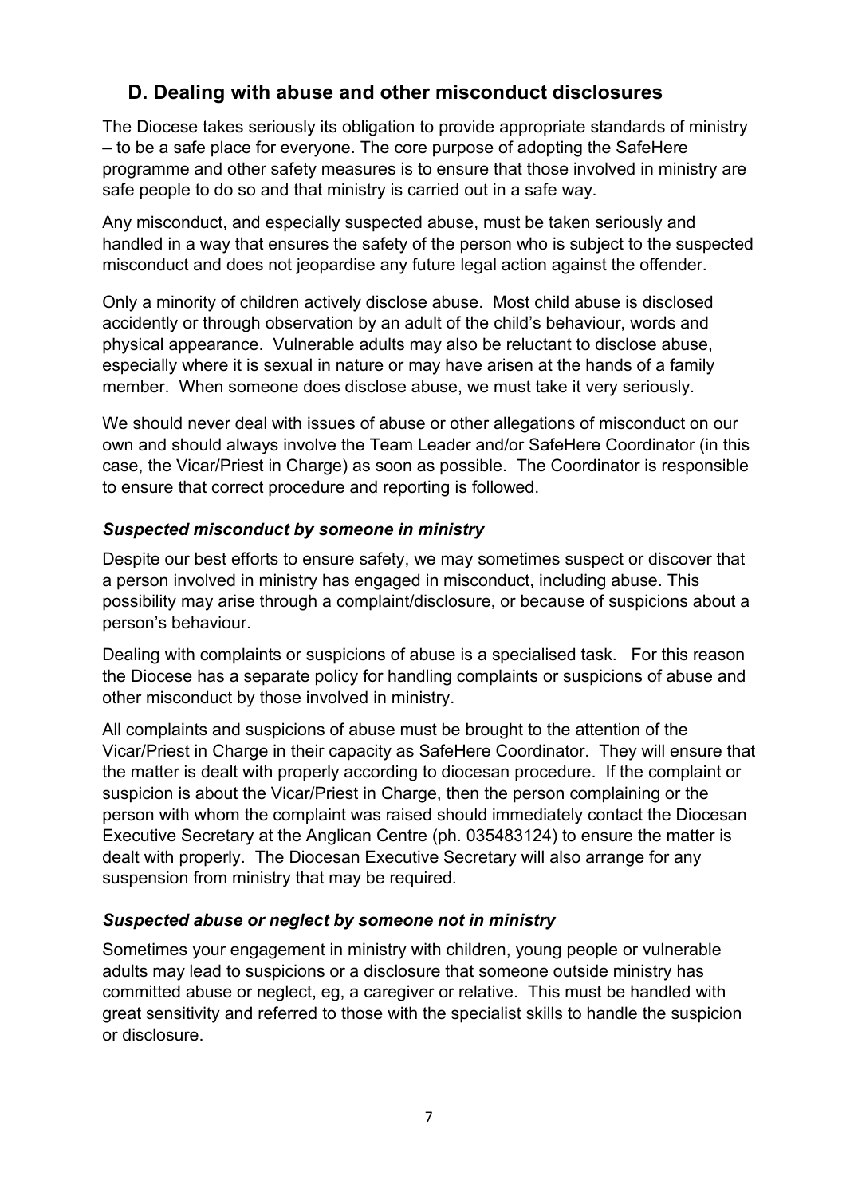## D. Dealing with abuse and other misconduct disclosures

The Diocese takes seriously its obligation to provide appropriate standards of ministry – to be a safe place for everyone. The core purpose of adopting the SafeHere programme and other safety measures is to ensure that those involved in ministry are safe people to do so and that ministry is carried out in a safe way.

Any misconduct, and especially suspected abuse, must be taken seriously and handled in a way that ensures the safety of the person who is subject to the suspected misconduct and does not jeopardise any future legal action against the offender.

Only a minority of children actively disclose abuse. Most child abuse is disclosed accidently or through observation by an adult of the child's behaviour, words and physical appearance. Vulnerable adults may also be reluctant to disclose abuse, especially where it is sexual in nature or may have arisen at the hands of a family member. When someone does disclose abuse, we must take it very seriously.

We should never deal with issues of abuse or other allegations of misconduct on our own and should always involve the Team Leader and/or SafeHere Coordinator (in this case, the Vicar/Priest in Charge) as soon as possible. The Coordinator is responsible to ensure that correct procedure and reporting is followed.

### *Suspected misconduct by someone in ministry*

Despite our best efforts to ensure safety, we may sometimes suspect or discover that a person involved in ministry has engaged in misconduct, including abuse. This possibility may arise through a complaint/disclosure, or because of suspicions about a person's behaviour.

Dealing with complaints or suspicions of abuse is a specialised task. For this reason the Diocese has a separate policy for handling complaints or suspicions of abuse and other misconduct by those involved in ministry.

All complaints and suspicions of abuse must be brought to the attention of the Vicar/Priest in Charge in their capacity as SafeHere Coordinator. They will ensure that the matter is dealt with properly according to diocesan procedure. If the complaint or suspicion is about the Vicar/Priest in Charge, then the person complaining or the person with whom the complaint was raised should immediately contact the Diocesan Executive Secretary at the Anglican Centre (ph. 035483124) to ensure the matter is dealt with properly. The Diocesan Executive Secretary will also arrange for any suspension from ministry that may be required.

### *Suspected abuse or neglect by someone not in ministry*

Sometimes your engagement in ministry with children, young people or vulnerable adults may lead to suspicions or a disclosure that someone outside ministry has committed abuse or neglect, eg, a caregiver or relative. This must be handled with great sensitivity and referred to those with the specialist skills to handle the suspicion or disclosure.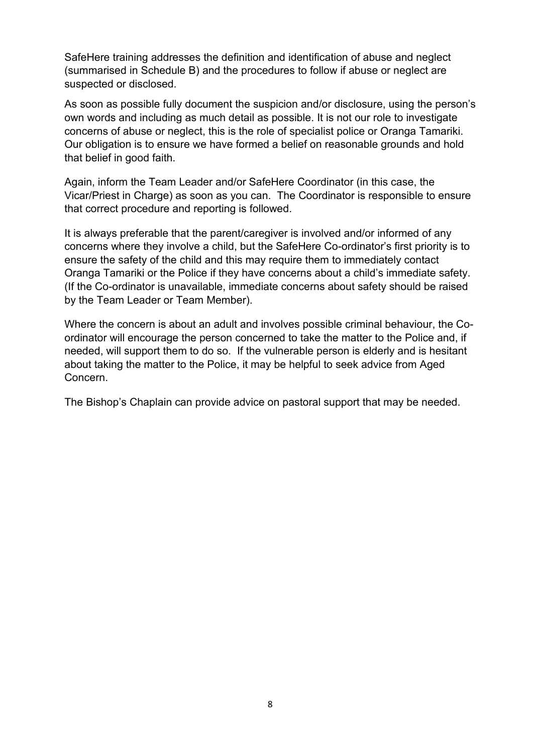SafeHere training addresses the definition and identification of abuse and neglect (summarised in Schedule B) and the procedures to follow if abuse or neglect are suspected or disclosed.

As soon as possible fully document the suspicion and/or disclosure, using the person's own words and including as much detail as possible. It is not our role to investigate concerns of abuse or neglect, this is the role of specialist police or Oranga Tamariki. Our obligation is to ensure we have formed a belief on reasonable grounds and hold that belief in good faith.

Again, inform the Team Leader and/or SafeHere Coordinator (in this case, the Vicar/Priest in Charge) as soon as you can. The Coordinator is responsible to ensure that correct procedure and reporting is followed.

It is always preferable that the parent/caregiver is involved and/or informed of any concerns where they involve a child, but the SafeHere Co-ordinator's first priority is to ensure the safety of the child and this may require them to immediately contact Oranga Tamariki or the Police if they have concerns about a child's immediate safety. (If the Co-ordinator is unavailable, immediate concerns about safety should be raised by the Team Leader or Team Member).

Where the concern is about an adult and involves possible criminal behaviour, the Co-ordinator will encourage the person concerned to take the matter to the Police and, if needed, will support them to do so. If the vulnerable person is elderly and is hesitant about taking the matter to the Police, it may be helpful to seek advice from Aged Concern.

The Bishop's Chaplain can provide advice on pastoral support that may be needed.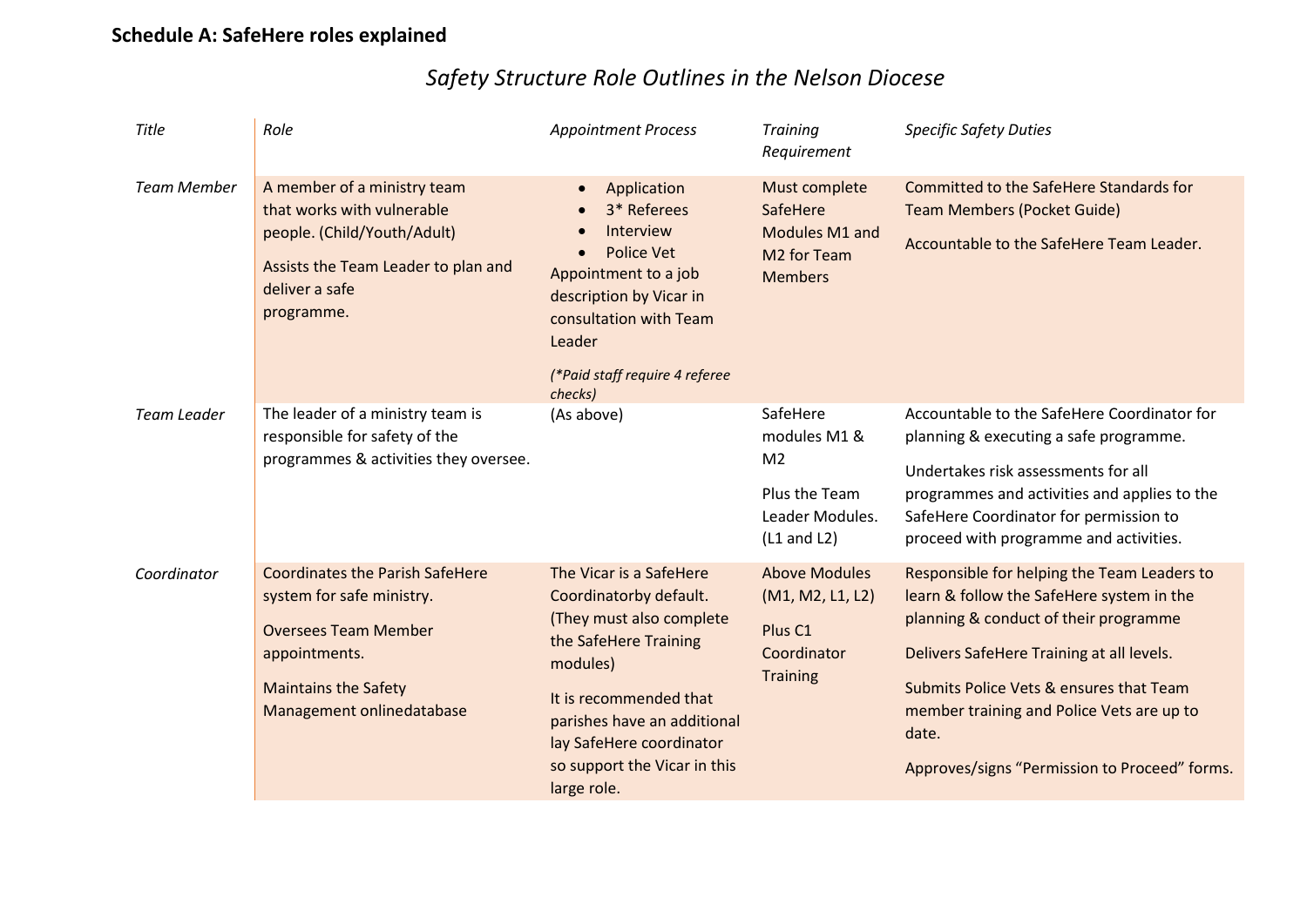**Schedule A: SafeHere roles explained**

## *Safety Structure Role Outlines in the Nelson Diocese*

| *Title* | *Role* | *Appointment Process* | *Training Requirement* | *Specific Safety Duties* |
|---|---|---|---|---|
| *Team Member* | A member of a ministry team that works with vulnerable people. (Child/Youth/Adult)<br><br>Assists the Team Leader to plan and deliver a safe programme. | • Application<br>• 3* Referees<br>• Interview<br>• Police Vet<br>Appointment to a job description by Vicar in consultation with Team Leader<br><br>*(\*Paid staff require 4 referee checks)* | Must complete SafeHere Modules M1 and M2 for Team Members | Committed to the SafeHere Standards for Team Members (Pocket Guide)<br><br>Accountable to the SafeHere Team Leader. |
| *Team Leader* | The leader of a ministry team is responsible for safety of the programmes & activities they oversee. | (As above) | SafeHere modules M1 & M2<br><br>Plus the Team Leader Modules. (L1 and L2) | Accountable to the SafeHere Coordinator for planning & executing a safe programme.<br><br>Undertakes risk assessments for all programmes and activities and applies to the SafeHere Coordinator for permission to proceed with programme and activities. |
| *Coordinator* | Coordinates the Parish SafeHere system for safe ministry.<br><br>Oversees Team Member appointments.<br><br>Maintains the Safety Management onlinedatabase | The Vicar is a SafeHere Coordinatorby default. (They must also complete the SafeHere Training modules)<br><br>It is recommended that parishes have an additional lay SafeHere coordinator so support the Vicar in this large role. | Above Modules (M1, M2, L1, L2)<br><br>Plus C1 Coordinator Training | Responsible for helping the Team Leaders to learn & follow the SafeHere system in the planning & conduct of their programme<br><br>Delivers SafeHere Training at all levels.<br><br>Submits Police Vets & ensures that Team member training and Police Vets are up to date.<br><br>Approves/signs "Permission to Proceed" forms. |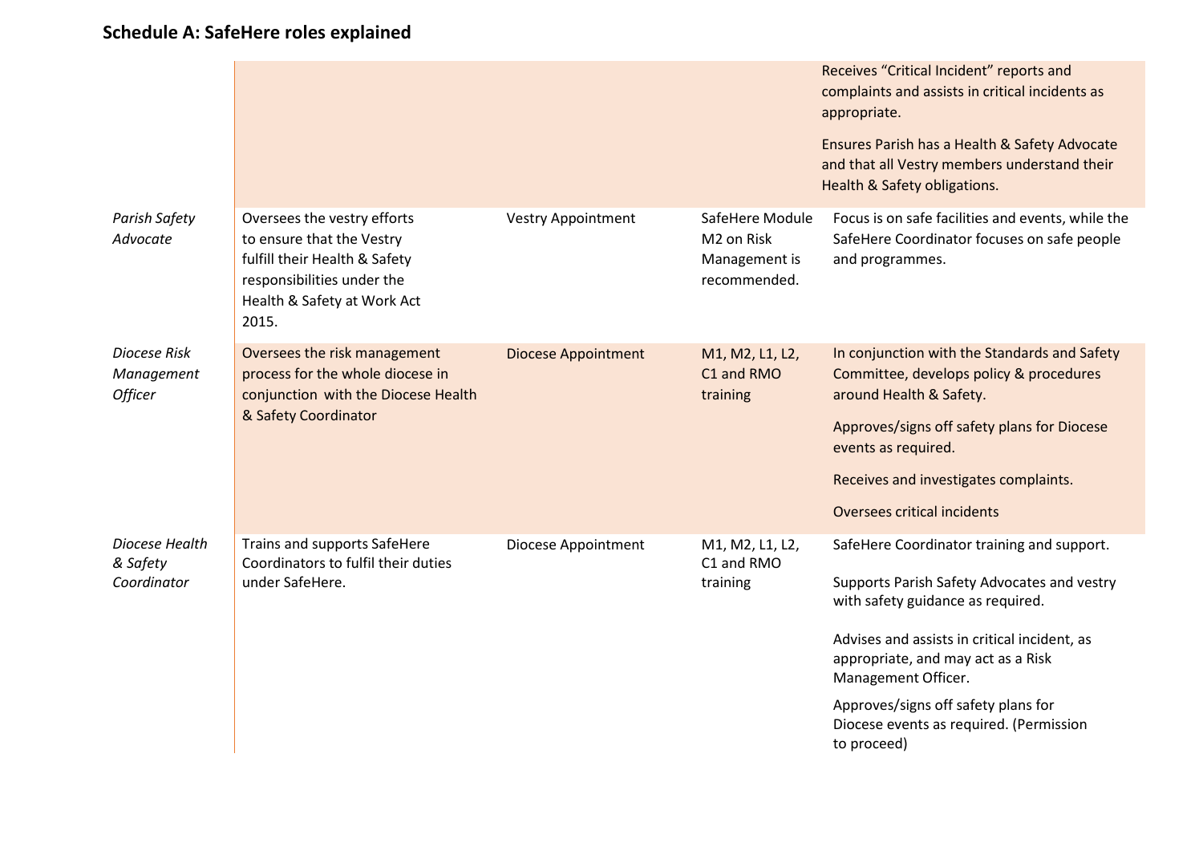## Schedule A: SafeHere roles explained

| | | | | |
|---|---|---|---|---|
| | | | | Receives "Critical Incident" reports and complaints and assists in critical incidents as appropriate.<br><br>Ensures Parish has a Health & Safety Advocate and that all Vestry members understand their Health & Safety obligations. |
| *Parish Safety Advocate* | Oversees the vestry efforts to ensure that the Vestry fulfill their Health & Safety responsibilities under the Health & Safety at Work Act 2015. | Vestry Appointment | SafeHere Module M2 on Risk Management is recommended. | Focus is on safe facilities and events, while the SafeHere Coordinator focuses on safe people and programmes. |
| *Diocese Risk Management Officer* | Oversees the risk management process for the whole diocese in conjunction with the Diocese Health & Safety Coordinator | Diocese Appointment | M1, M2, L1, L2, C1 and RMO training | In conjunction with the Standards and Safety Committee, develops policy & procedures around Health & Safety.<br><br>Approves/signs off safety plans for Diocese events as required.<br><br>Receives and investigates complaints.<br><br>Oversees critical incidents |
| *Diocese Health & Safety Coordinator* | Trains and supports SafeHere Coordinators to fulfil their duties under SafeHere. | Diocese Appointment | M1, M2, L1, L2, C1 and RMO training | SafeHere Coordinator training and support.<br><br>Supports Parish Safety Advocates and vestry with safety guidance as required.<br><br>Advises and assists in critical incident, as appropriate, and may act as a Risk Management Officer.<br><br>Approves/signs off safety plans for Diocese events as required. (Permission to proceed) |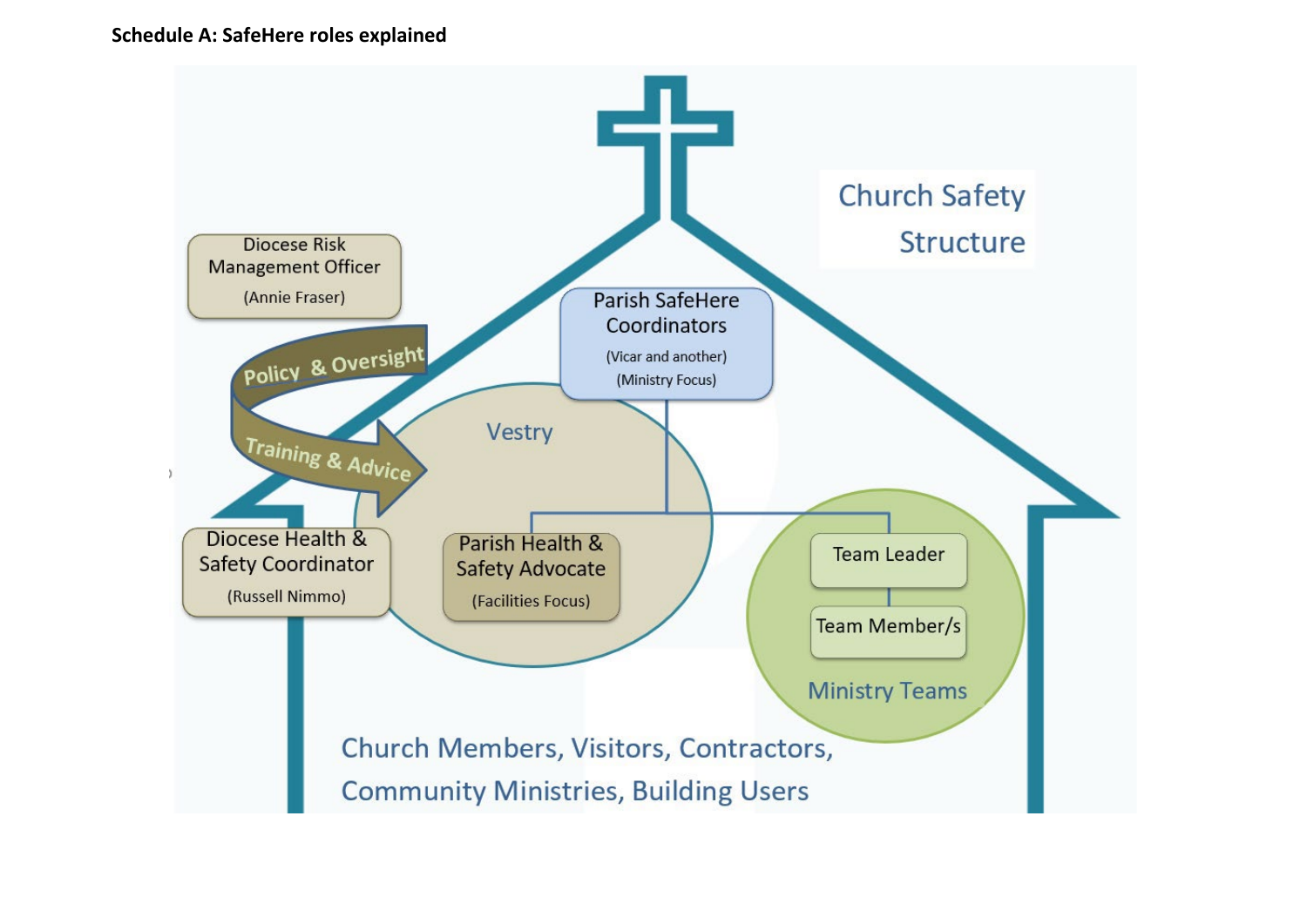**Schedule A: SafeHere roles explained**

Church Safety Structure

Diocese Risk Management Officer (Annie Fraser)

Policy & Oversight

Training & Advice

Diocese Health & Safety Coordinator (Russell Nimmo)

Parish SafeHere Coordinators (Vicar and another) (Ministry Focus)

Vestry

Parish Health & Safety Advocate (Facilities Focus)

Ministry Teams

- Team Leader
- Team Member/s

Church Members, Visitors, Contractors, Community Ministries, Building Users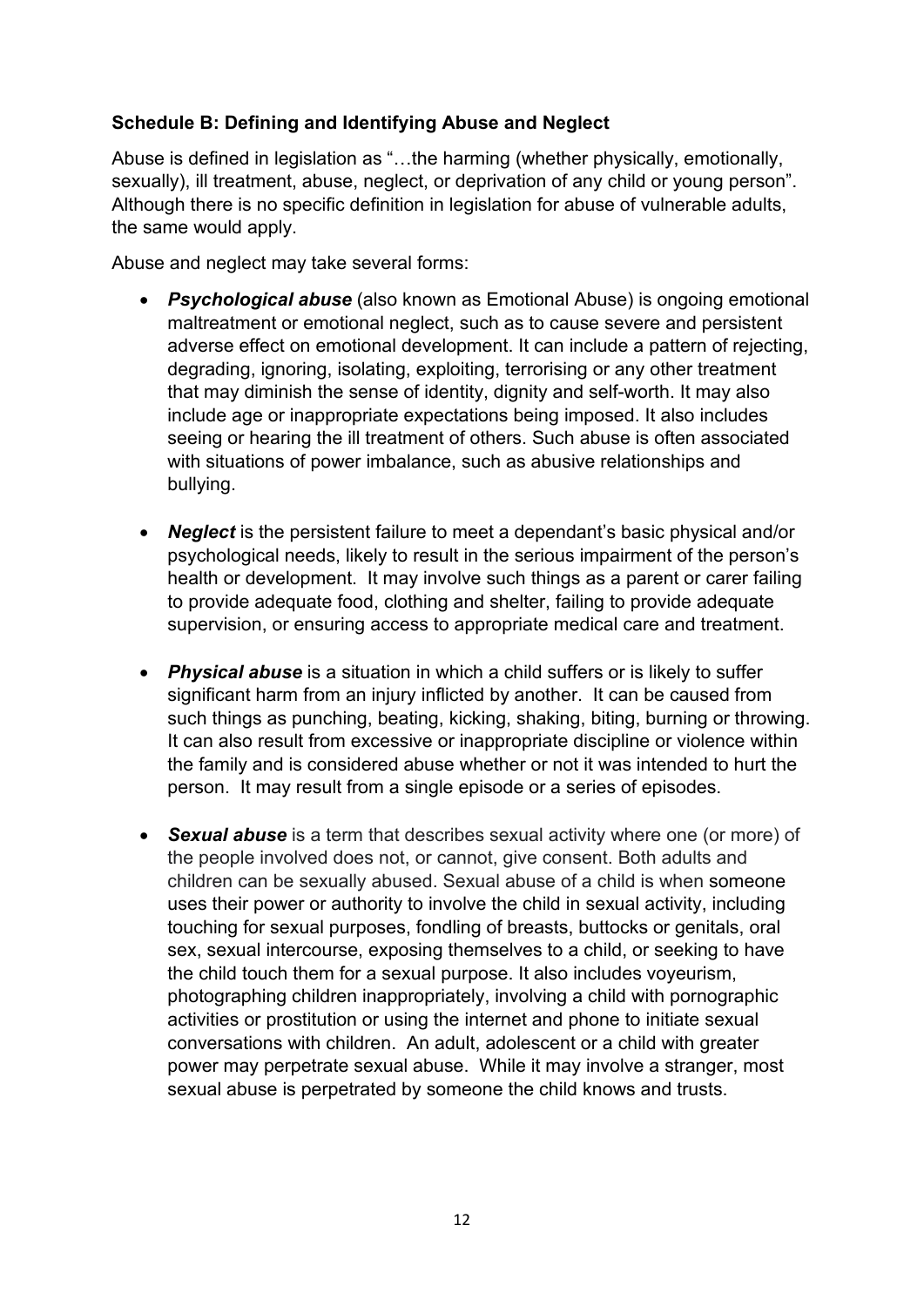**Schedule B: Defining and Identifying Abuse and Neglect**

Abuse is defined in legislation as "…the harming (whether physically, emotionally, sexually), ill treatment, abuse, neglect, or deprivation of any child or young person". Although there is no specific definition in legislation for abuse of vulnerable adults, the same would apply.

Abuse and neglect may take several forms:

- ***Psychological abuse*** (also known as Emotional Abuse) is ongoing emotional maltreatment or emotional neglect, such as to cause severe and persistent adverse effect on emotional development. It can include a pattern of rejecting, degrading, ignoring, isolating, exploiting, terrorising or any other treatment that may diminish the sense of identity, dignity and self-worth. It may also include age or inappropriate expectations being imposed. It also includes seeing or hearing the ill treatment of others. Such abuse is often associated with situations of power imbalance, such as abusive relationships and bullying.

- ***Neglect*** is the persistent failure to meet a dependant's basic physical and/or psychological needs, likely to result in the serious impairment of the person's health or development. It may involve such things as a parent or carer failing to provide adequate food, clothing and shelter, failing to provide adequate supervision, or ensuring access to appropriate medical care and treatment.

- ***Physical abuse*** is a situation in which a child suffers or is likely to suffer significant harm from an injury inflicted by another. It can be caused from such things as punching, beating, kicking, shaking, biting, burning or throwing. It can also result from excessive or inappropriate discipline or violence within the family and is considered abuse whether or not it was intended to hurt the person. It may result from a single episode or a series of episodes.

- ***Sexual abuse*** is a term that describes sexual activity where one (or more) of the people involved does not, or cannot, give consent. Both adults and children can be sexually abused. Sexual abuse of a child is when someone uses their power or authority to involve the child in sexual activity, including touching for sexual purposes, fondling of breasts, buttocks or genitals, oral sex, sexual intercourse, exposing themselves to a child, or seeking to have the child touch them for a sexual purpose. It also includes voyeurism, photographing children inappropriately, involving a child with pornographic activities or prostitution or using the internet and phone to initiate sexual conversations with children. An adult, adolescent or a child with greater power may perpetrate sexual abuse. While it may involve a stranger, most sexual abuse is perpetrated by someone the child knows and trusts.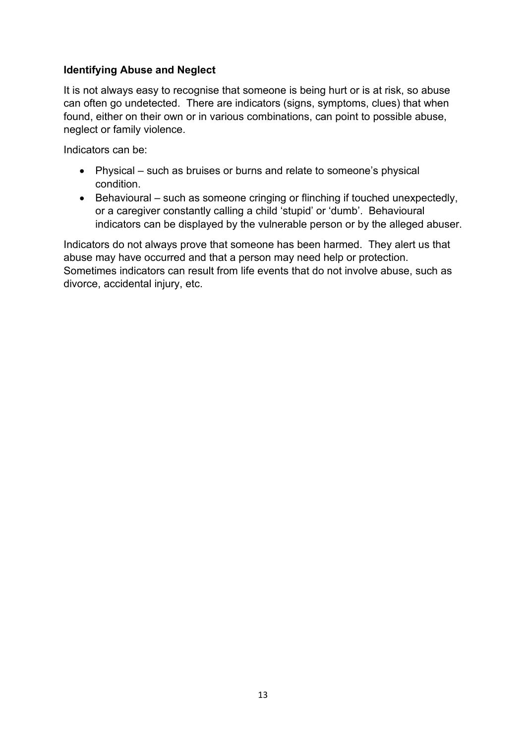**Identifying Abuse and Neglect**

It is not always easy to recognise that someone is being hurt or is at risk, so abuse can often go undetected. There are indicators (signs, symptoms, clues) that when found, either on their own or in various combinations, can point to possible abuse, neglect or family violence.

Indicators can be:

- Physical – such as bruises or burns and relate to someone's physical condition.
- Behavioural – such as someone cringing or flinching if touched unexpectedly, or a caregiver constantly calling a child 'stupid' or 'dumb'. Behavioural indicators can be displayed by the vulnerable person or by the alleged abuser.

Indicators do not always prove that someone has been harmed. They alert us that abuse may have occurred and that a person may need help or protection. Sometimes indicators can result from life events that do not involve abuse, such as divorce, accidental injury, etc.